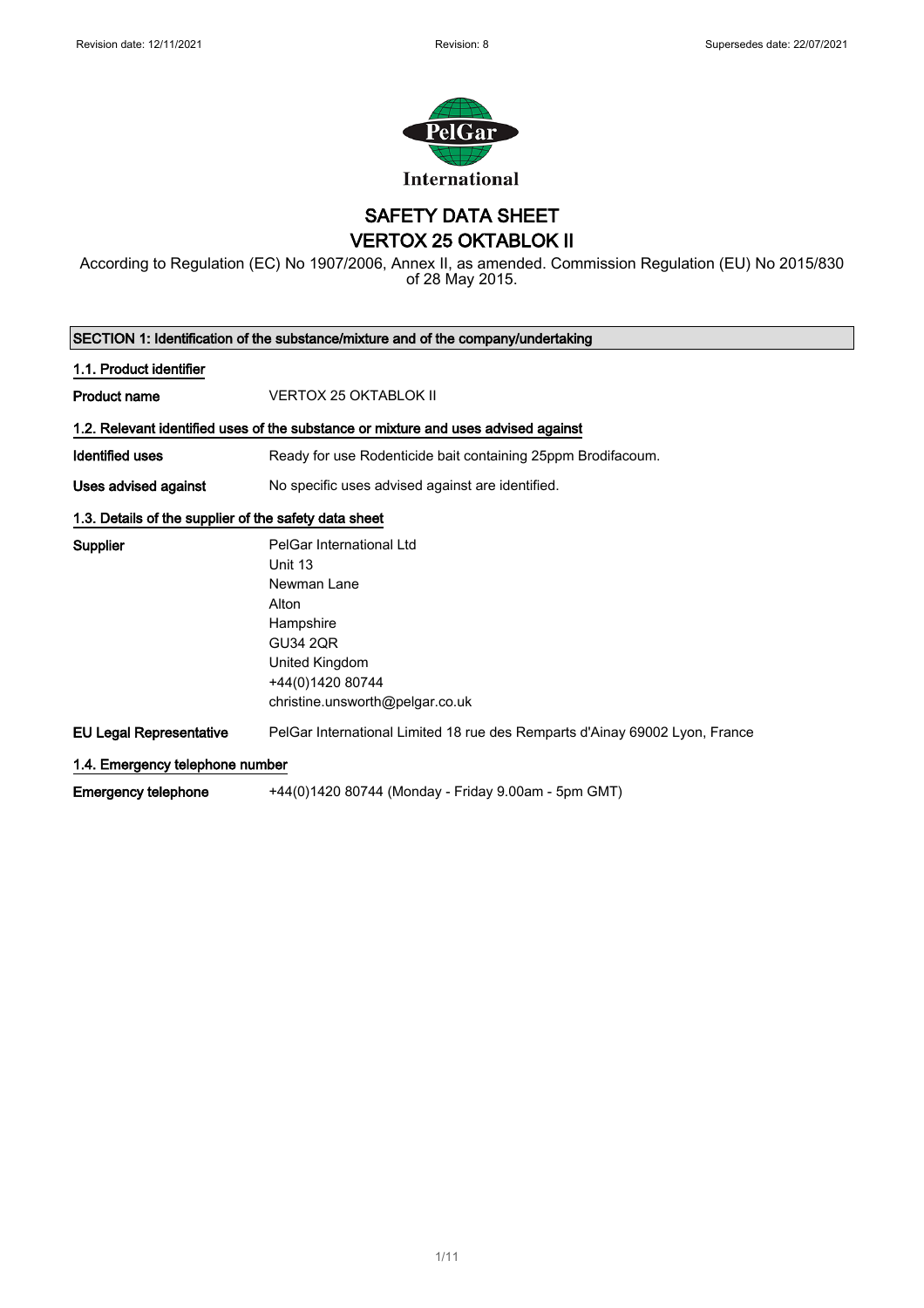Revision date: 12/11/2021 | Revision: 8 | Supersedes date: 22/07/2021

PelGar International

# SAFETY DATA SHEET
# VERTOX 25 OKTABLOK II

According to Regulation (EC) No 1907/2006, Annex II, as amended. Commission Regulation (EU) No 2015/830 of 28 May 2015.

## SECTION 1: Identification of the substance/mixture and of the company/undertaking

### 1.1. Product identifier

**Product name** VERTOX 25 OKTABLOK II

### 1.2. Relevant identified uses of the substance or mixture and uses advised against

**Identified uses** Ready for use Rodenticide bait containing 25ppm Brodifacoum.

**Uses advised against** No specific uses advised against are identified.

### 1.3. Details of the supplier of the safety data sheet

**Supplier**
PelGar International Ltd
Unit 13
Newman Lane
Alton
Hampshire
GU34 2QR
United Kingdom
+44(0)1420 80744
christine.unsworth@pelgar.co.uk

**EU Legal Representative** PelGar International Limited 18 rue des Remparts d'Ainay 69002 Lyon, France

### 1.4. Emergency telephone number

**Emergency telephone** +44(0)1420 80744 (Monday - Friday 9.00am - 5pm GMT)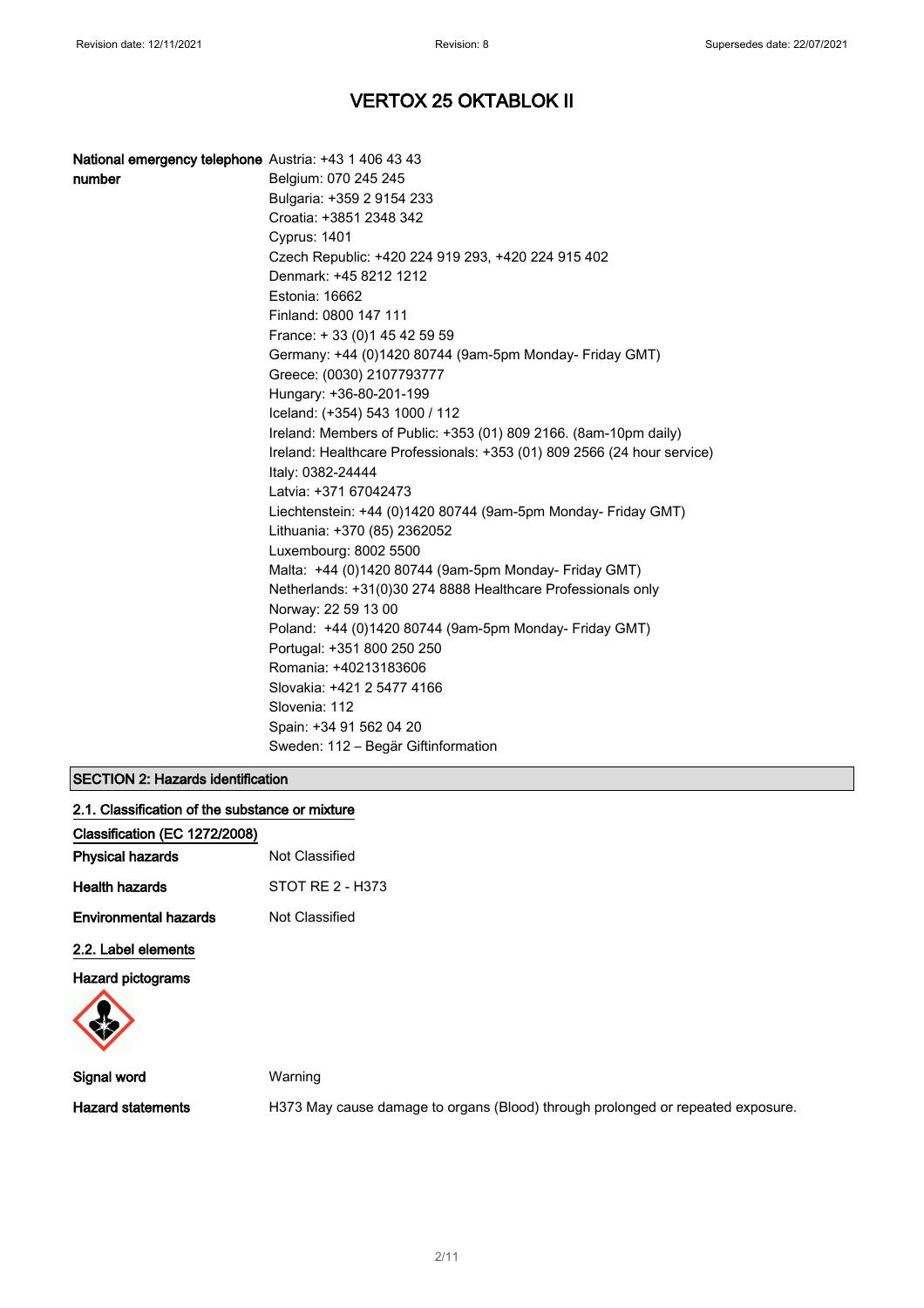# VERTOX 25 OKTABLOK II

**National emergency telephone number**

Austria: +43 1 406 43 43
Belgium: 070 245 245
Bulgaria: +359 2 9154 233
Croatia: +3851 2348 342
Cyprus: 1401
Czech Republic: +420 224 919 293, +420 224 915 402
Denmark: +45 8212 1212
Estonia: 16662
Finland: 0800 147 111
France: + 33 (0)1 45 42 59 59
Germany: +44 (0)1420 80744 (9am-5pm Monday- Friday GMT)
Greece: (0030) 2107793777
Hungary: +36-80-201-199
Iceland: (+354) 543 1000 / 112
Ireland: Members of Public: +353 (01) 809 2166. (8am-10pm daily)
Ireland: Healthcare Professionals: +353 (01) 809 2566 (24 hour service)
Italy: 0382-24444
Latvia: +371 67042473
Liechtenstein: +44 (0)1420 80744 (9am-5pm Monday- Friday GMT)
Lithuania: +370 (85) 2362052
Luxembourg: 8002 5500
Malta: +44 (0)1420 80744 (9am-5pm Monday- Friday GMT)
Netherlands: +31(0)30 274 8888 Healthcare Professionals only
Norway: 22 59 13 00
Poland: +44 (0)1420 80744 (9am-5pm Monday- Friday GMT)
Portugal: +351 800 250 250
Romania: +40213183606
Slovakia: +421 2 5477 4166
Slovenia: 112
Spain: +34 91 562 04 20
Sweden: 112 – Begär Giftinformation

## SECTION 2: Hazards identification

### 2.1. Classification of the substance or mixture

**Classification (EC 1272/2008)**

**Physical hazards** Not Classified

**Health hazards** STOT RE 2 - H373

**Environmental hazards** Not Classified

### 2.2. Label elements

**Hazard pictograms**

**Signal word** Warning

**Hazard statements** H373 May cause damage to organs (Blood) through prolonged or repeated exposure.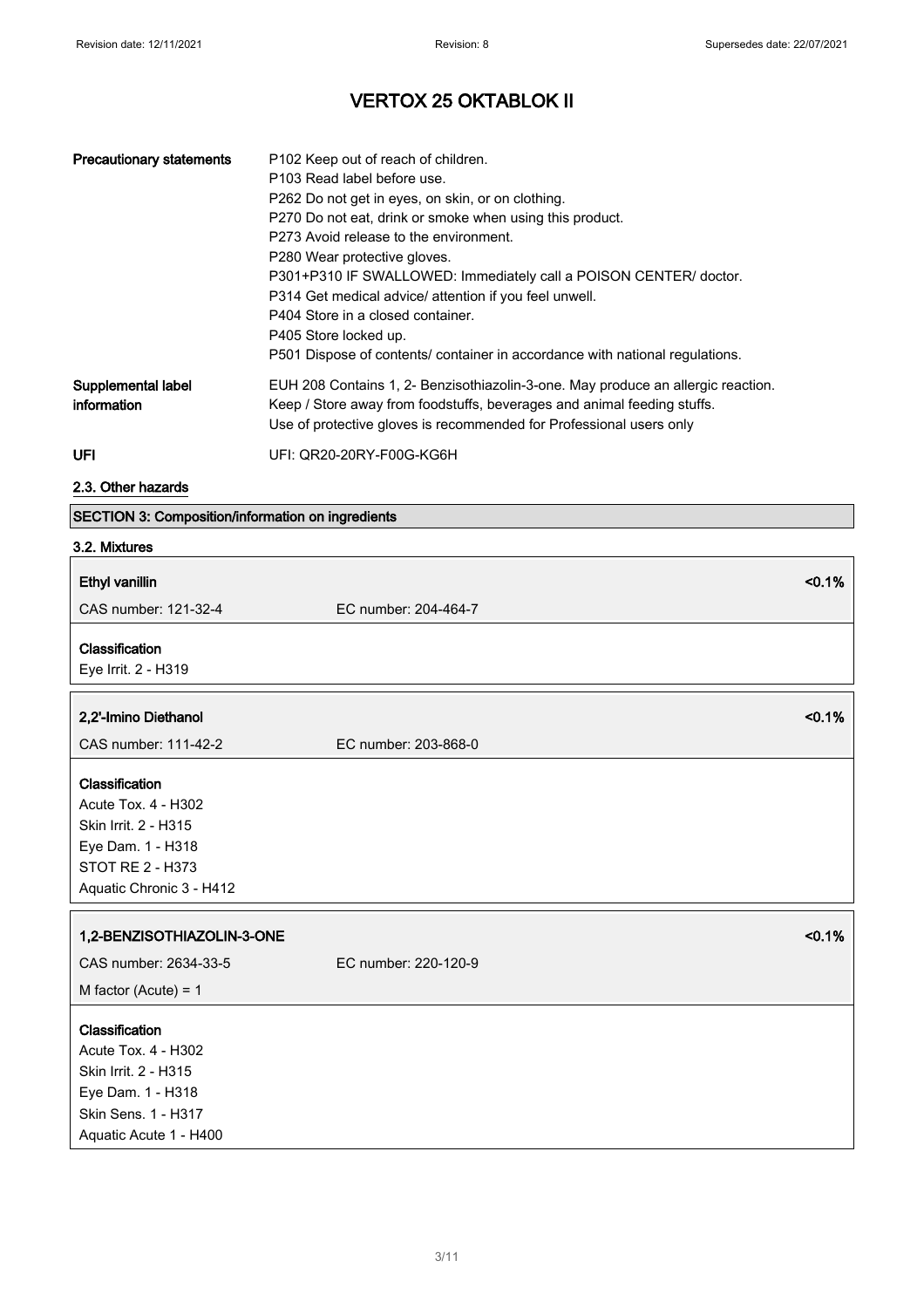| | |
|---|---|
| **Precautionary statements** | P102 Keep out of reach of children.<br>P103 Read label before use.<br>P262 Do not get in eyes, on skin, or on clothing.<br>P270 Do not eat, drink or smoke when using this product.<br>P273 Avoid release to the environment.<br>P280 Wear protective gloves.<br>P301+P310 IF SWALLOWED: Immediately call a POISON CENTER/ doctor.<br>P314 Get medical advice/ attention if you feel unwell.<br>P404 Store in a closed container.<br>P405 Store locked up.<br>P501 Dispose of contents/ container in accordance with national regulations. |
| **Supplemental label information** | EUH 208 Contains 1, 2- Benzisothiazolin-3-one. May produce an allergic reaction.<br>Keep / Store away from foodstuffs, beverages and animal feeding stuffs.<br>Use of protective gloves is recommended for Professional users only |
| **UFI** | UFI: QR20-20RY-F00G-KG6H |

### 2.3. Other hazards

## SECTION 3: Composition/information on ingredients

### 3.2. Mixtures

**Ethyl vanillin** <0.1%

CAS number: 121-32-4 EC number: 204-464-7

**Classification**
Eye Irrit. 2 - H319

**2,2'-Imino Diethanol** <0.1%

CAS number: 111-42-2 EC number: 203-868-0

**Classification**
Acute Tox. 4 - H302
Skin Irrit. 2 - H315
Eye Dam. 1 - H318
STOT RE 2 - H373
Aquatic Chronic 3 - H412

**1,2-BENZISOTHIAZOLIN-3-ONE** <0.1%

CAS number: 2634-33-5 EC number: 220-120-9

M factor (Acute) = 1

**Classification**
Acute Tox. 4 - H302
Skin Irrit. 2 - H315
Eye Dam. 1 - H318
Skin Sens. 1 - H317
Aquatic Acute 1 - H400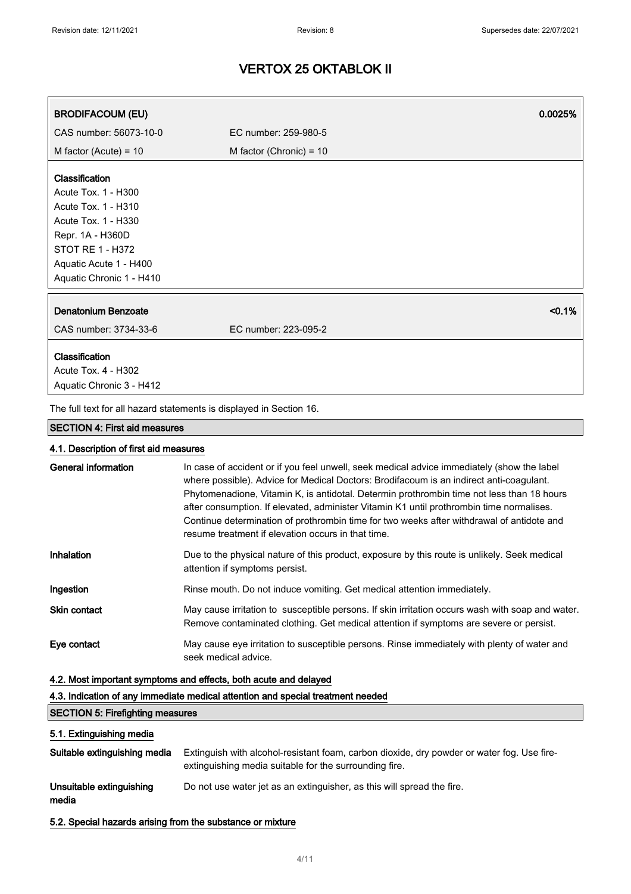| BRODIFACOUM (EU) | | 0.0025% |
|---|---|---|
| CAS number: 56073-10-0 | EC number: 259-980-5 | |
| M factor (Acute) = 10 | M factor (Chronic) = 10 | |

**Classification**
Acute Tox. 1 - H300
Acute Tox. 1 - H310
Acute Tox. 1 - H330
Repr. 1A - H360D
STOT RE 1 - H372
Aquatic Acute 1 - H400
Aquatic Chronic 1 - H410

| Denatonium Benzoate | | <0.1% |
|---|---|---|
| CAS number: 3734-33-6 | EC number: 223-095-2 | |

**Classification**
Acute Tox. 4 - H302
Aquatic Chronic 3 - H412

The full text for all hazard statements is displayed in Section 16.

## SECTION 4: First aid measures

### 4.1. Description of first aid measures

**General information** In case of accident or if you feel unwell, seek medical advice immediately (show the label where possible). Advice for Medical Doctors: Brodifacoum is an indirect anti-coagulant. Phytomenadione, Vitamin K, is antidotal. Determin prothrombin time not less than 18 hours after consumption. If elevated, administer Vitamin K1 until prothrombin time normalises. Continue determination of prothrombin time for two weeks after withdrawal of antidote and resume treatment if elevation occurs in that time.

**Inhalation** Due to the physical nature of this product, exposure by this route is unlikely. Seek medical attention if symptoms persist.

**Ingestion** Rinse mouth. Do not induce vomiting. Get medical attention immediately.

**Skin contact** May cause irritation to susceptible persons. If skin irritation occurs wash with soap and water. Remove contaminated clothing. Get medical attention if symptoms are severe or persist.

**Eye contact** May cause eye irritation to susceptible persons. Rinse immediately with plenty of water and seek medical advice.

### 4.2. Most important symptoms and effects, both acute and delayed

### 4.3. Indication of any immediate medical attention and special treatment needed

## SECTION 5: Firefighting measures

### 5.1. Extinguishing media

**Suitable extinguishing media** Extinguish with alcohol-resistant foam, carbon dioxide, dry powder or water fog. Use fire-extinguishing media suitable for the surrounding fire.

**Unsuitable extinguishing media** Do not use water jet as an extinguisher, as this will spread the fire.

### 5.2. Special hazards arising from the substance or mixture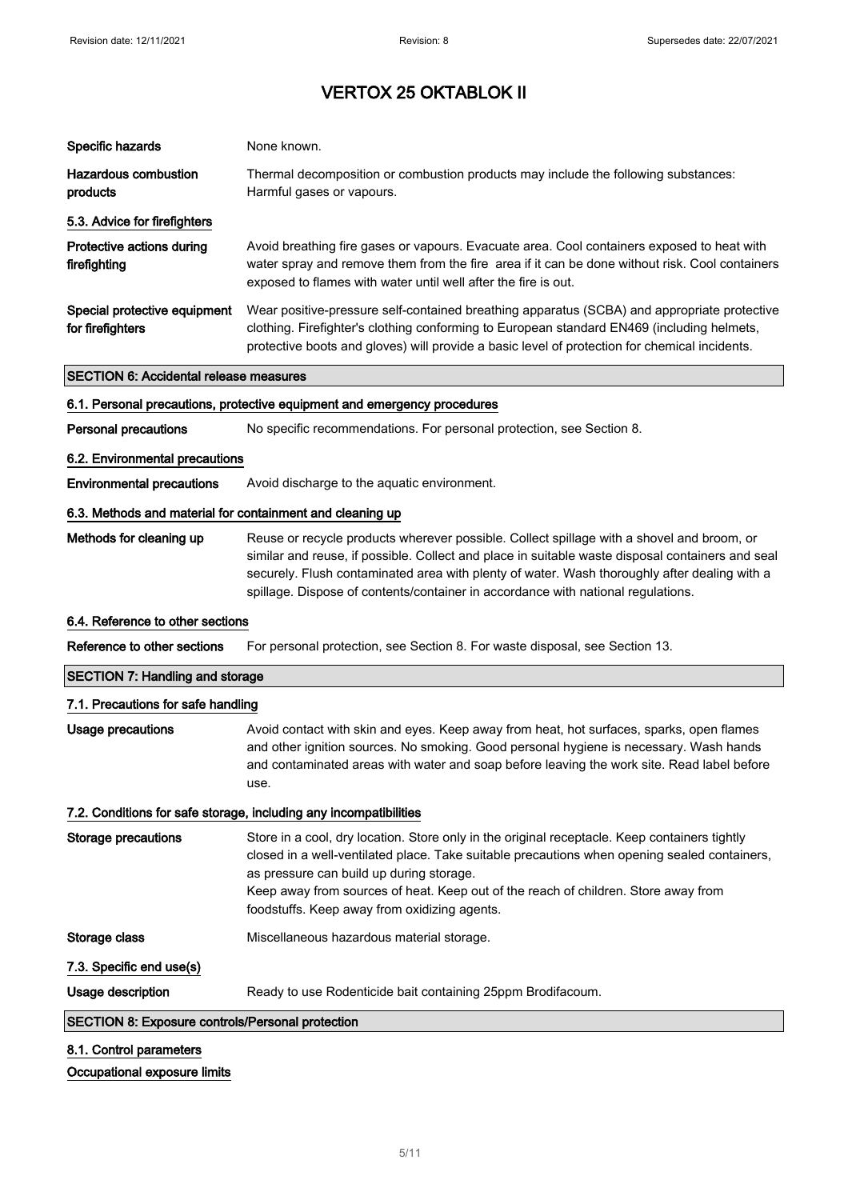# VERTOX 25 OKTABLOK II

**Specific hazards** None known.

**Hazardous combustion products** Thermal decomposition or combustion products may include the following substances: Harmful gases or vapours.

### 5.3. Advice for firefighters

**Protective actions during firefighting** Avoid breathing fire gases or vapours. Evacuate area. Cool containers exposed to heat with water spray and remove them from the fire area if it can be done without risk. Cool containers exposed to flames with water until well after the fire is out.

**Special protective equipment for firefighters** Wear positive-pressure self-contained breathing apparatus (SCBA) and appropriate protective clothing. Firefighter's clothing conforming to European standard EN469 (including helmets, protective boots and gloves) will provide a basic level of protection for chemical incidents.

## SECTION 6: Accidental release measures

### 6.1. Personal precautions, protective equipment and emergency procedures

**Personal precautions** No specific recommendations. For personal protection, see Section 8.

### 6.2. Environmental precautions

**Environmental precautions** Avoid discharge to the aquatic environment.

### 6.3. Methods and material for containment and cleaning up

**Methods for cleaning up** Reuse or recycle products wherever possible. Collect spillage with a shovel and broom, or similar and reuse, if possible. Collect and place in suitable waste disposal containers and seal securely. Flush contaminated area with plenty of water. Wash thoroughly after dealing with a spillage. Dispose of contents/container in accordance with national regulations.

### 6.4. Reference to other sections

**Reference to other sections** For personal protection, see Section 8. For waste disposal, see Section 13.

## SECTION 7: Handling and storage

### 7.1. Precautions for safe handling

**Usage precautions** Avoid contact with skin and eyes. Keep away from heat, hot surfaces, sparks, open flames and other ignition sources. No smoking. Good personal hygiene is necessary. Wash hands and contaminated areas with water and soap before leaving the work site. Read label before use.

### 7.2. Conditions for safe storage, including any incompatibilities

**Storage precautions** Store in a cool, dry location. Store only in the original receptacle. Keep containers tightly closed in a well-ventilated place. Take suitable precautions when opening sealed containers, as pressure can build up during storage.
Keep away from sources of heat. Keep out of the reach of children. Store away from foodstuffs. Keep away from oxidizing agents.

**Storage class** Miscellaneous hazardous material storage.

### 7.3. Specific end use(s)

**Usage description** Ready to use Rodenticide bait containing 25ppm Brodifacoum.

## SECTION 8: Exposure controls/Personal protection

### 8.1. Control parameters

**Occupational exposure limits**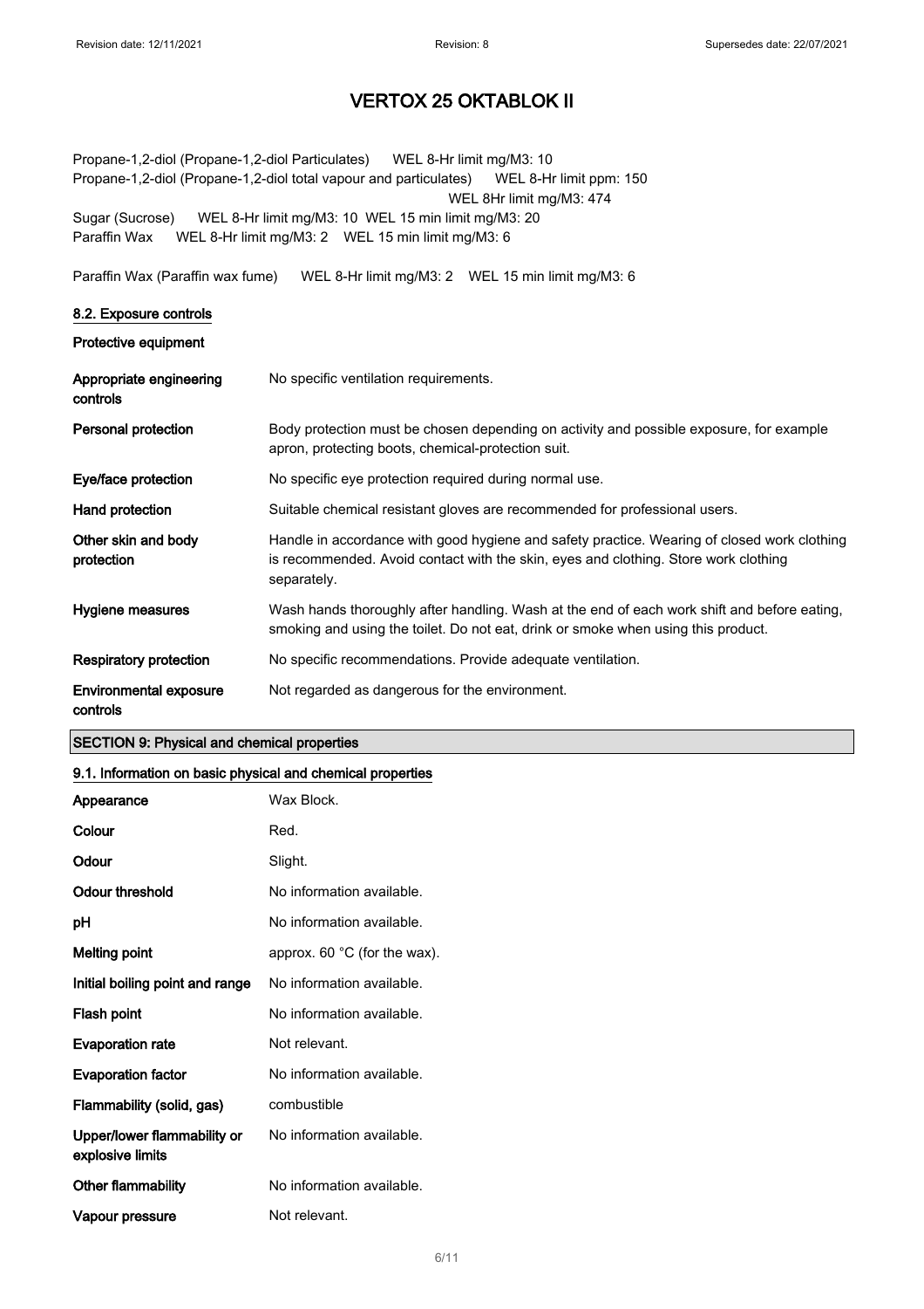Propane-1,2-diol (Propane-1,2-diol Particulates) WEL 8-Hr limit mg/M3: 10
Propane-1,2-diol (Propane-1,2-diol total vapour and particulates) WEL 8-Hr limit ppm: 150
WEL 8Hr limit mg/M3: 474
Sugar (Sucrose) WEL 8-Hr limit mg/M3: 10 WEL 15 min limit mg/M3: 20
Paraffin Wax WEL 8-Hr limit mg/M3: 2 WEL 15 min limit mg/M3: 6

Paraffin Wax (Paraffin wax fume) WEL 8-Hr limit mg/M3: 2 WEL 15 min limit mg/M3: 6

### 8.2. Exposure controls

**Protective equipment**

| | |
|---|---|
| **Appropriate engineering controls** | No specific ventilation requirements. |
| **Personal protection** | Body protection must be chosen depending on activity and possible exposure, for example apron, protecting boots, chemical-protection suit. |
| **Eye/face protection** | No specific eye protection required during normal use. |
| **Hand protection** | Suitable chemical resistant gloves are recommended for professional users. |
| **Other skin and body protection** | Handle in accordance with good hygiene and safety practice. Wearing of closed work clothing is recommended. Avoid contact with the skin, eyes and clothing. Store work clothing separately. |
| **Hygiene measures** | Wash hands thoroughly after handling. Wash at the end of each work shift and before eating, smoking and using the toilet. Do not eat, drink or smoke when using this product. |
| **Respiratory protection** | No specific recommendations. Provide adequate ventilation. |
| **Environmental exposure controls** | Not regarded as dangerous for the environment. |

## SECTION 9: Physical and chemical properties

### 9.1. Information on basic physical and chemical properties

| | |
|---|---|
| **Appearance** | Wax Block. |
| **Colour** | Red. |
| **Odour** | Slight. |
| **Odour threshold** | No information available. |
| **pH** | No information available. |
| **Melting point** | approx. 60 °C (for the wax). |
| **Initial boiling point and range** | No information available. |
| **Flash point** | No information available. |
| **Evaporation rate** | Not relevant. |
| **Evaporation factor** | No information available. |
| **Flammability (solid, gas)** | combustible |
| **Upper/lower flammability or explosive limits** | No information available. |
| **Other flammability** | No information available. |
| **Vapour pressure** | Not relevant. |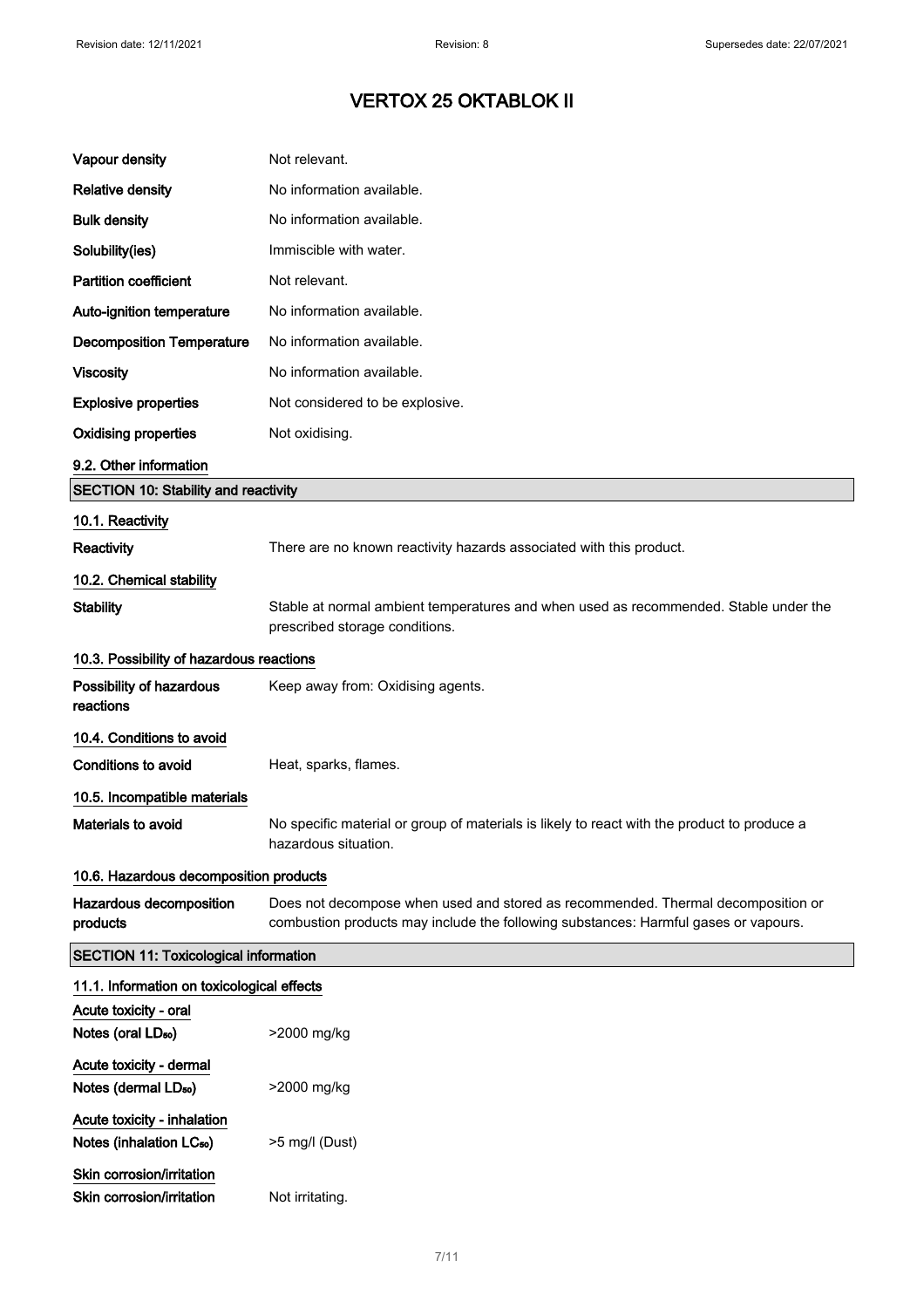# VERTOX 25 OKTABLOK II

| | |
|---|---|
| **Vapour density** | Not relevant. |
| **Relative density** | No information available. |
| **Bulk density** | No information available. |
| **Solubility(ies)** | Immiscible with water. |
| **Partition coefficient** | Not relevant. |
| **Auto-ignition temperature** | No information available. |
| **Decomposition Temperature** | No information available. |
| **Viscosity** | No information available. |
| **Explosive properties** | Not considered to be explosive. |
| **Oxidising properties** | Not oxidising. |

### 9.2. Other information

## SECTION 10: Stability and reactivity

### 10.1. Reactivity

**Reactivity** There are no known reactivity hazards associated with this product.

### 10.2. Chemical stability

**Stability** Stable at normal ambient temperatures and when used as recommended. Stable under the prescribed storage conditions.

### 10.3. Possibility of hazardous reactions

**Possibility of hazardous reactions** Keep away from: Oxidising agents.

### 10.4. Conditions to avoid

**Conditions to avoid** Heat, sparks, flames.

### 10.5. Incompatible materials

**Materials to avoid** No specific material or group of materials is likely to react with the product to produce a hazardous situation.

### 10.6. Hazardous decomposition products

**Hazardous decomposition products** Does not decompose when used and stored as recommended. Thermal decomposition or combustion products may include the following substances: Harmful gases or vapours.

## SECTION 11: Toxicological information

### 11.1. Information on toxicological effects

**Acute toxicity - oral**

**Notes (oral $LD_{50}$)** >2000 mg/kg

**Acute toxicity - dermal**

**Notes (dermal $LD_{50}$)** >2000 mg/kg

**Acute toxicity - inhalation**

**Notes (inhalation $LC_{50}$)** >5 mg/l (Dust)

**Skin corrosion/irritation**

**Skin corrosion/irritation** Not irritating.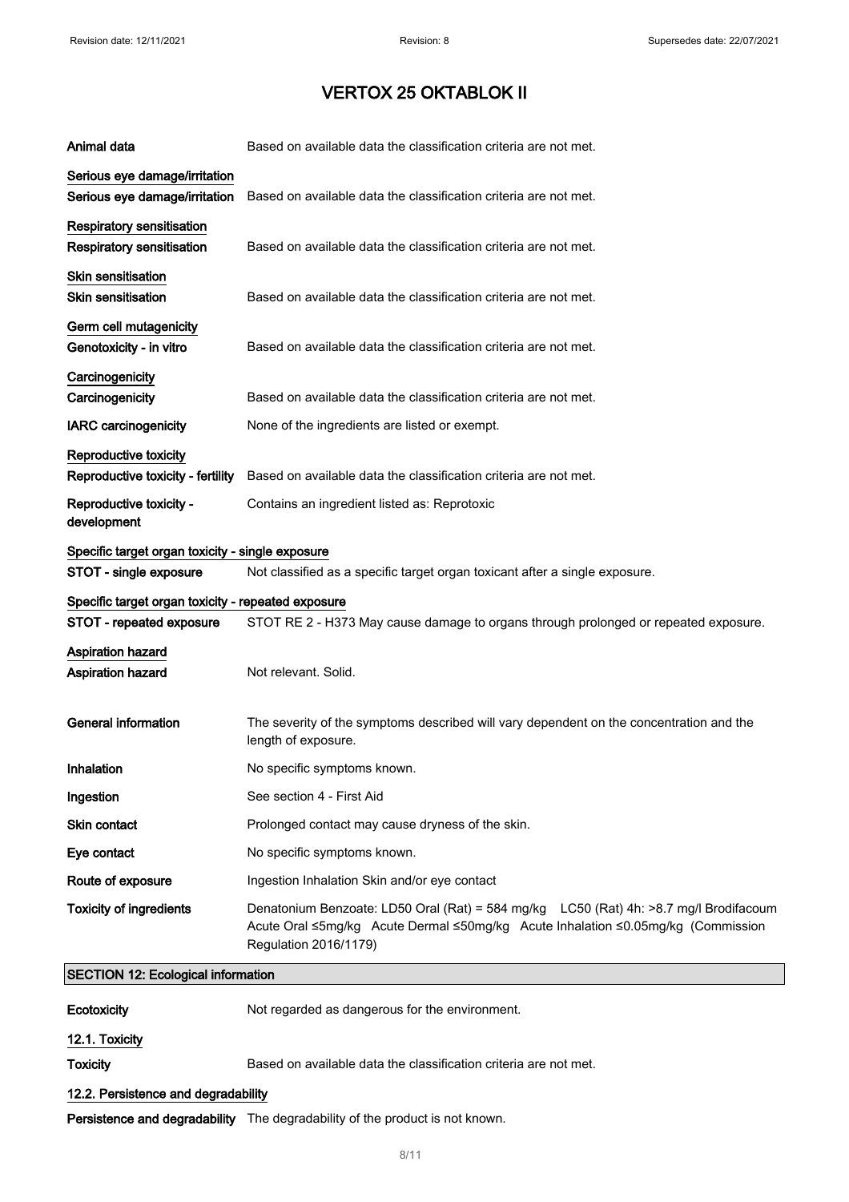| | |
|---|---|
| **Animal data** | Based on available data the classification criteria are not met. |

**Serious eye damage/irritation**

| | |
|---|---|
| **Serious eye damage/irritation** | Based on available data the classification criteria are not met. |

**Respiratory sensitisation**

| | |
|---|---|
| **Respiratory sensitisation** | Based on available data the classification criteria are not met. |

**Skin sensitisation**

| | |
|---|---|
| **Skin sensitisation** | Based on available data the classification criteria are not met. |

**Germ cell mutagenicity**

| | |
|---|---|
| **Genotoxicity - in vitro** | Based on available data the classification criteria are not met. |

**Carcinogenicity**

| | |
|---|---|
| **Carcinogenicity** | Based on available data the classification criteria are not met. |
| **IARC carcinogenicity** | None of the ingredients are listed or exempt. |

**Reproductive toxicity**

| | |
|---|---|
| **Reproductive toxicity - fertility** | Based on available data the classification criteria are not met. |
| **Reproductive toxicity - development** | Contains an ingredient listed as: Reprotoxic |

**Specific target organ toxicity - single exposure**

| | |
|---|---|
| **STOT - single exposure** | Not classified as a specific target organ toxicant after a single exposure. |

**Specific target organ toxicity - repeated exposure**

| | |
|---|---|
| **STOT - repeated exposure** | STOT RE 2 - H373 May cause damage to organs through prolonged or repeated exposure. |

**Aspiration hazard**

| | |
|---|---|
| **Aspiration hazard** | Not relevant. Solid. |

| | |
|---|---|
| **General information** | The severity of the symptoms described will vary dependent on the concentration and the length of exposure. |
| **Inhalation** | No specific symptoms known. |
| **Ingestion** | See section 4 - First Aid |
| **Skin contact** | Prolonged contact may cause dryness of the skin. |
| **Eye contact** | No specific symptoms known. |
| **Route of exposure** | Ingestion Inhalation Skin and/or eye contact |
| **Toxicity of ingredients** | Denatonium Benzoate: LD50 Oral (Rat) = 584 mg/kg LC50 (Rat) 4h: >8.7 mg/l Brodifacoum Acute Oral ≤5mg/kg Acute Dermal ≤50mg/kg Acute Inhalation ≤0.05mg/kg (Commission Regulation 2016/1179) |

## SECTION 12: Ecological information

| | |
|---|---|
| **Ecotoxicity** | Not regarded as dangerous for the environment. |

**12.1. Toxicity**

| | |
|---|---|
| **Toxicity** | Based on available data the classification criteria are not met. |

**12.2. Persistence and degradability**

| | |
|---|---|
| **Persistence and degradability** | The degradability of the product is not known. |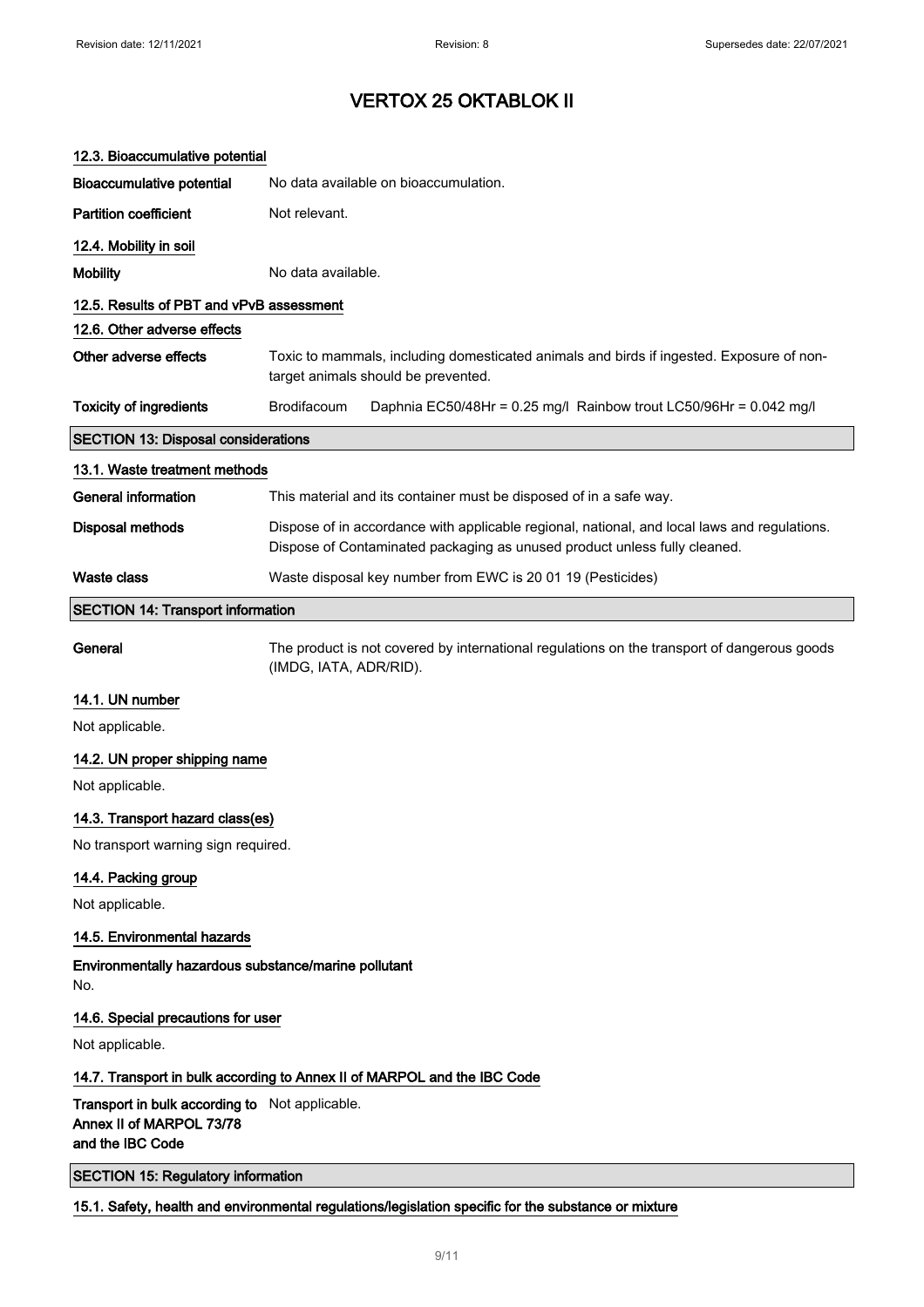# VERTOX 25 OKTABLOK II

### 12.3. Bioaccumulative potential

| | |
|---|---|
| **Bioaccumulative potential** | No data available on bioaccumulation. |
| **Partition coefficient** | Not relevant. |

### 12.4. Mobility in soil

| | |
|---|---|
| **Mobility** | No data available. |

### 12.5. Results of PBT and vPvB assessment

### 12.6. Other adverse effects

| | |
|---|---|
| **Other adverse effects** | Toxic to mammals, including domesticated animals and birds if ingested. Exposure of non-target animals should be prevented. |
| **Toxicity of ingredients** | Brodifacoum   Daphnia EC50/48Hr = 0.25 mg/l  Rainbow trout LC50/96Hr = 0.042 mg/l |

## SECTION 13: Disposal considerations

### 13.1. Waste treatment methods

| | |
|---|---|
| **General information** | This material and its container must be disposed of in a safe way. |
| **Disposal methods** | Dispose of in accordance with applicable regional, national, and local laws and regulations. Dispose of Contaminated packaging as unused product unless fully cleaned. |
| **Waste class** | Waste disposal key number from EWC is 20 01 19 (Pesticides) |

## SECTION 14: Transport information

**General** The product is not covered by international regulations on the transport of dangerous goods (IMDG, IATA, ADR/RID).

### 14.1. UN number

Not applicable.

### 14.2. UN proper shipping name

Not applicable.

### 14.3. Transport hazard class(es)

No transport warning sign required.

### 14.4. Packing group

Not applicable.

### 14.5. Environmental hazards

**Environmentally hazardous substance/marine pollutant**

No.

### 14.6. Special precautions for user

Not applicable.

### 14.7. Transport in bulk according to Annex II of MARPOL and the IBC Code

**Transport in bulk according to Annex II of MARPOL 73/78 and the IBC Code** Not applicable.

## SECTION 15: Regulatory information

### 15.1. Safety, health and environmental regulations/legislation specific for the substance or mixture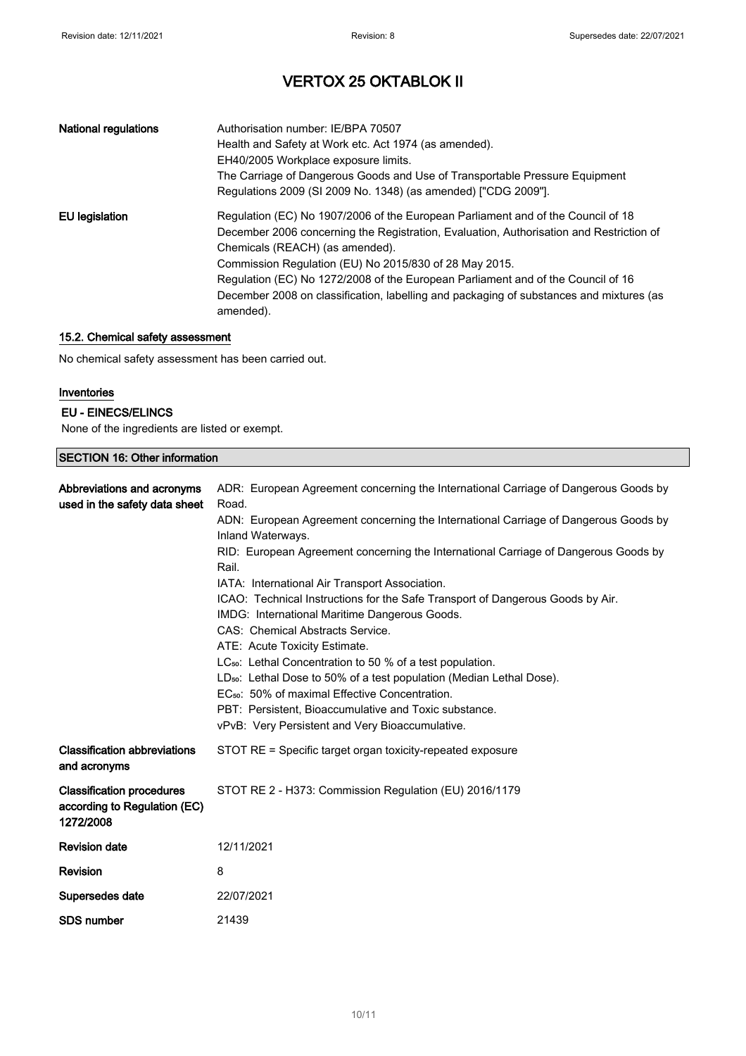| | |
|---|---|
| **National regulations** | Authorisation number: IE/BPA 70507<br>Health and Safety at Work etc. Act 1974 (as amended).<br>EH40/2005 Workplace exposure limits.<br>The Carriage of Dangerous Goods and Use of Transportable Pressure Equipment Regulations 2009 (SI 2009 No. 1348) (as amended) ["CDG 2009"]. |
| **EU legislation** | Regulation (EC) No 1907/2006 of the European Parliament and of the Council of 18 December 2006 concerning the Registration, Evaluation, Authorisation and Restriction of Chemicals (REACH) (as amended).<br>Commission Regulation (EU) No 2015/830 of 28 May 2015.<br>Regulation (EC) No 1272/2008 of the European Parliament and of the Council of 16 December 2008 on classification, labelling and packaging of substances and mixtures (as amended). |

### 15.2. Chemical safety assessment

No chemical safety assessment has been carried out.

### Inventories

**EU - EINECS/ELINCS**

None of the ingredients are listed or exempt.

## SECTION 16: Other information

| | |
|---|---|
| **Abbreviations and acronyms used in the safety data sheet** | ADR: European Agreement concerning the International Carriage of Dangerous Goods by Road.<br>ADN: European Agreement concerning the International Carriage of Dangerous Goods by Inland Waterways.<br>RID: European Agreement concerning the International Carriage of Dangerous Goods by Rail.<br>IATA: International Air Transport Association.<br>ICAO: Technical Instructions for the Safe Transport of Dangerous Goods by Air.<br>IMDG: International Maritime Dangerous Goods.<br>CAS: Chemical Abstracts Service.<br>ATE: Acute Toxicity Estimate.<br>$LC_{50}$: Lethal Concentration to 50 % of a test population.<br>$LD_{50}$: Lethal Dose to 50% of a test population (Median Lethal Dose).<br>$EC_{50}$: 50% of maximal Effective Concentration.<br>PBT: Persistent, Bioaccumulative and Toxic substance.<br>vPvB: Very Persistent and Very Bioaccumulative. |
| **Classification abbreviations and acronyms** | STOT RE = Specific target organ toxicity-repeated exposure |
| **Classification procedures according to Regulation (EC) 1272/2008** | STOT RE 2 - H373: Commission Regulation (EU) 2016/1179 |
| **Revision date** | 12/11/2021 |
| **Revision** | 8 |
| **Supersedes date** | 22/07/2021 |
| **SDS number** | 21439 |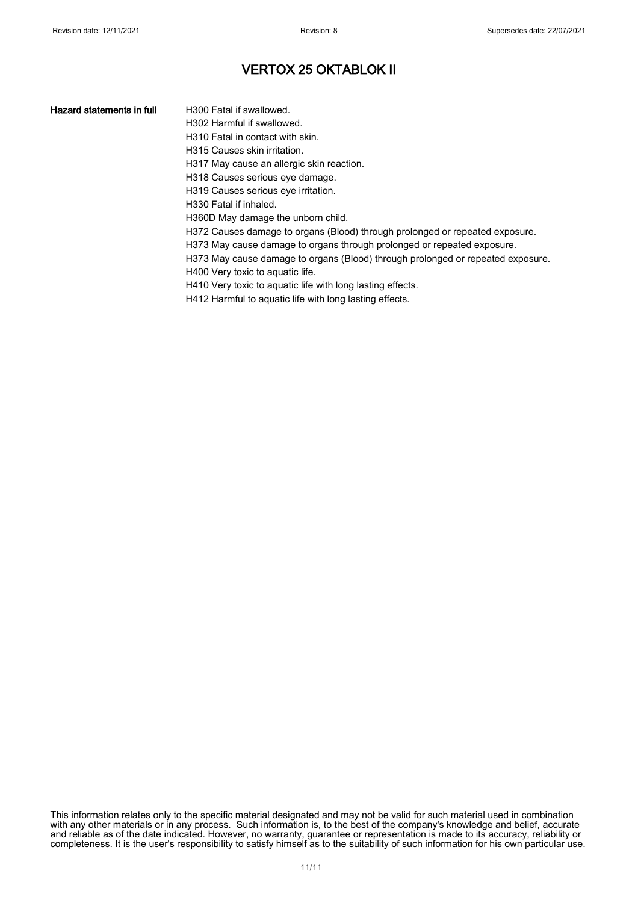**Hazard statements in full**

H300 Fatal if swallowed.
H302 Harmful if swallowed.
H310 Fatal in contact with skin.
H315 Causes skin irritation.
H317 May cause an allergic skin reaction.
H318 Causes serious eye damage.
H319 Causes serious eye irritation.
H330 Fatal if inhaled.
H360D May damage the unborn child.
H372 Causes damage to organs (Blood) through prolonged or repeated exposure.
H373 May cause damage to organs through prolonged or repeated exposure.
H373 May cause damage to organs (Blood) through prolonged or repeated exposure.
H400 Very toxic to aquatic life.
H410 Very toxic to aquatic life with long lasting effects.
H412 Harmful to aquatic life with long lasting effects.

This information relates only to the specific material designated and may not be valid for such material used in combination with any other materials or in any process. Such information is, to the best of the company's knowledge and belief, accurate and reliable as of the date indicated. However, no warranty, guarantee or representation is made to its accuracy, reliability or completeness. It is the user's responsibility to satisfy himself as to the suitability of such information for his own particular use.